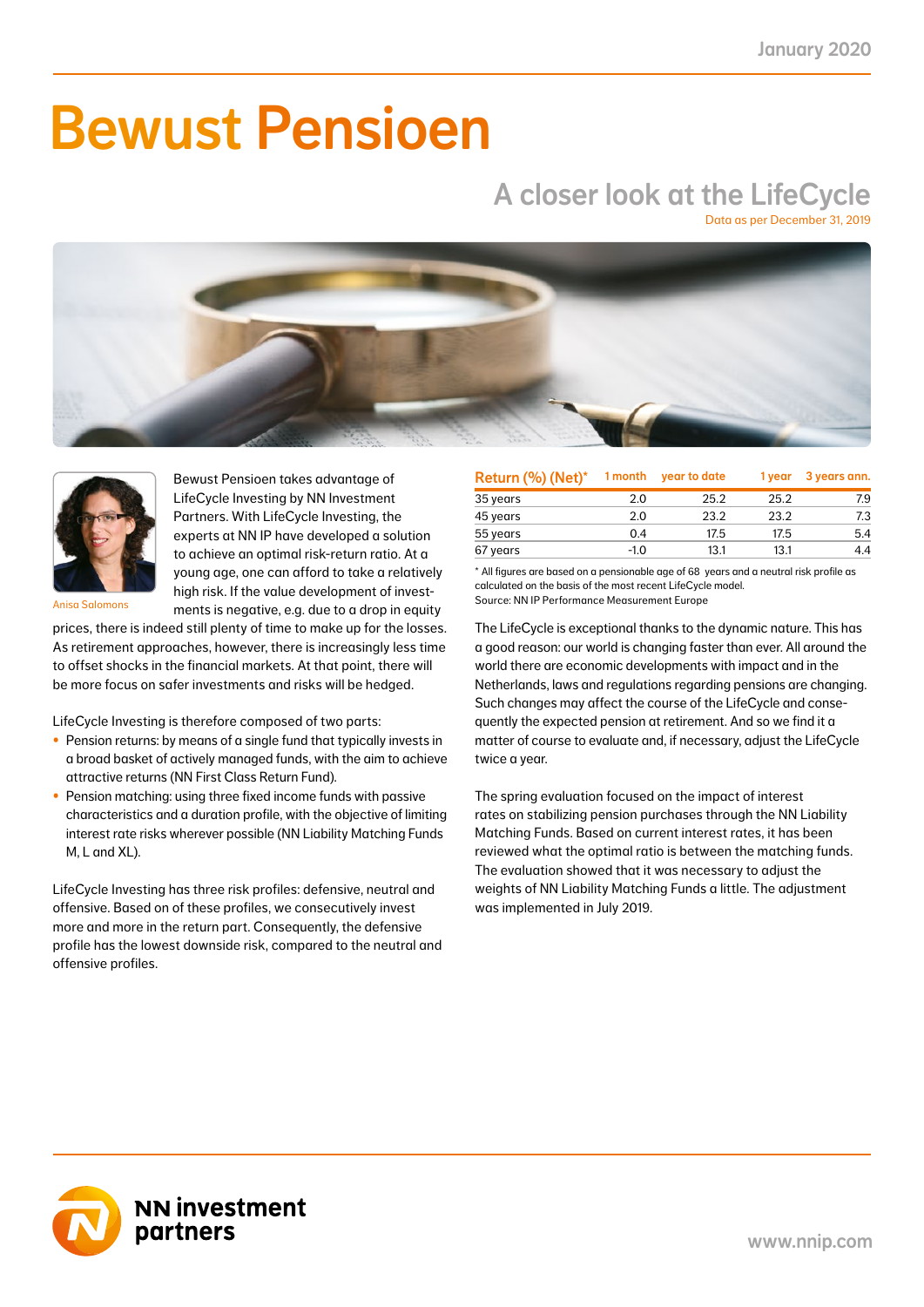January 2020

# Bewust Pensioen

## A closer look at the LifeCycle

Data as per December 31, 2019

Anisa Salomons

Bewust Pensioen takes advantage of LifeCycle Investing by NN Investment Partners. With LifeCycle Investing, the experts at NN IP have developed a solution to achieve an optimal risk-return ratio. At a young age, one can afford to take a relatively high risk. If the value development of investments is negative, e.g. due to a drop in equity prices, there is indeed still plenty of time to make up for the losses. As retirement approaches, however, there is increasingly less time to offset shocks in the financial markets. At that point, there will be more focus on safer investments and risks will be hedged.

LifeCycle Investing is therefore composed of two parts:

- Pension returns: by means of a single fund that typically invests in a broad basket of actively managed funds, with the aim to achieve attractive returns (NN First Class Return Fund).
- Pension matching: using three fixed income funds with passive characteristics and a duration profile, with the objective of limiting interest rate risks wherever possible (NN Liability Matching Funds M, L and XL).

LifeCycle Investing has three risk profiles: defensive, neutral and offensive. Based on of these profiles, we consecutively invest more and more in the return part. Consequently, the defensive profile has the lowest downside risk, compared to the neutral and offensive profiles.

| Return (%) (Net)* | 1 month | year to date | 1 year | 3 years ann. |
|---|---|---|---|---|
| 35 years | 2.0 | 25.2 | 25.2 | 7.9 |
| 45 years | 2.0 | 23.2 | 23.2 | 7.3 |
| 55 years | 0.4 | 17.5 | 17.5 | 5.4 |
| 67 years | -1.0 | 13.1 | 13.1 | 4.4 |

* All figures are based on a pensionable age of 68 years and a neutral risk profile as calculated on the basis of the most recent LifeCycle model.
Source: NN IP Performance Measurement Europe

The LifeCycle is exceptional thanks to the dynamic nature. This has a good reason: our world is changing faster than ever. All around the world there are economic developments with impact and in the Netherlands, laws and regulations regarding pensions are changing. Such changes may affect the course of the LifeCycle and consequently the expected pension at retirement. And so we find it a matter of course to evaluate and, if necessary, adjust the LifeCycle twice a year.

The spring evaluation focused on the impact of interest rates on stabilizing pension purchases through the NN Liability Matching Funds. Based on current interest rates, it has been reviewed what the optimal ratio is between the matching funds. The evaluation showed that it was necessary to adjust the weights of NN Liability Matching Funds a little. The adjustment was implemented in July 2019.

NN investment partners

www.nnip.com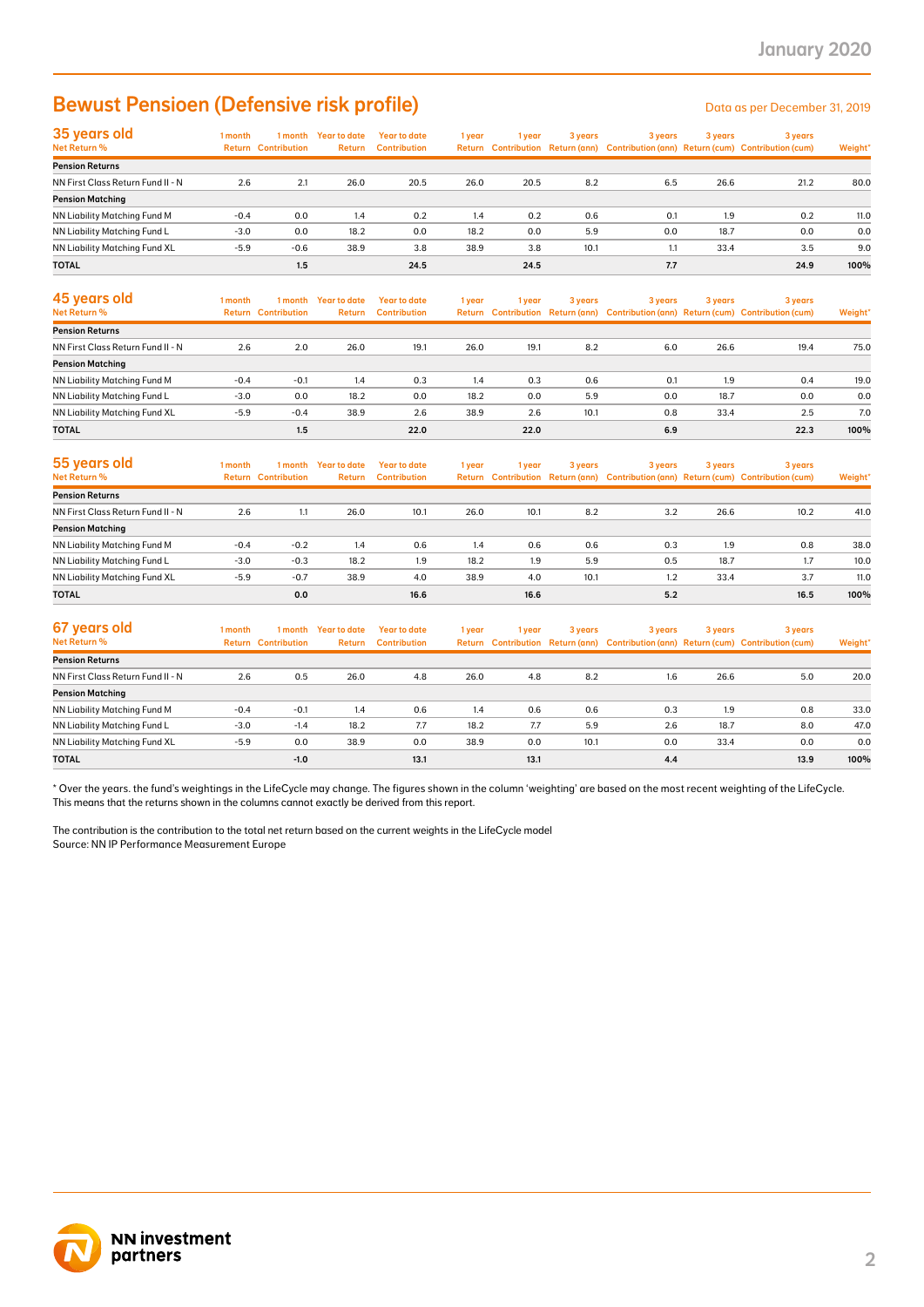# Bewust Pensioen (Defensive risk profile)

Data as per December 31, 2019

## 35 years old

| Net Return % | 1 month Return | 1 month Contribution | Year to date Return | Year to date Contribution | 1 year Return | 1 year Contribution | 3 years Return (ann) | 3 years Contribution (ann) | 3 years Return (cum) | 3 years Contribution (cum) | Weight* |
|---|---|---|---|---|---|---|---|---|---|---|---|
| **Pension Returns** | | | | | | | | | | | |
| NN First Class Return Fund II - N | 2.6 | 2.1 | 26.0 | 20.5 | 26.0 | 20.5 | 8.2 | 6.5 | 26.6 | 21.2 | 80.0 |
| **Pension Matching** | | | | | | | | | | | |
| NN Liability Matching Fund M | -0.4 | 0.0 | 1.4 | 0.2 | 1.4 | 0.2 | 0.6 | 0.1 | 1.9 | 0.2 | 11.0 |
| NN Liability Matching Fund L | -3.0 | 0.0 | 18.2 | 0.0 | 18.2 | 0.0 | 5.9 | 0.0 | 18.7 | 0.0 | 0.0 |
| NN Liability Matching Fund XL | -5.9 | -0.6 | 38.9 | 3.8 | 38.9 | 3.8 | 10.1 | 1.1 | 33.4 | 3.5 | 9.0 |
| **TOTAL** | | **1.5** | | **24.5** | | **24.5** | | **7.7** | | **24.9** | **100%** |

## 45 years old

| Net Return % | 1 month Return | 1 month Contribution | Year to date Return | Year to date Contribution | 1 year Return | 1 year Contribution | 3 years Return (ann) | 3 years Contribution (ann) | 3 years Return (cum) | 3 years Contribution (cum) | Weight* |
|---|---|---|---|---|---|---|---|---|---|---|---|
| **Pension Returns** | | | | | | | | | | | |
| NN First Class Return Fund II - N | 2.6 | 2.0 | 26.0 | 19.1 | 26.0 | 19.1 | 8.2 | 6.0 | 26.6 | 19.4 | 75.0 |
| **Pension Matching** | | | | | | | | | | | |
| NN Liability Matching Fund M | -0.4 | -0.1 | 1.4 | 0.3 | 1.4 | 0.3 | 0.6 | 0.1 | 1.9 | 0.4 | 19.0 |
| NN Liability Matching Fund L | -3.0 | 0.0 | 18.2 | 0.0 | 18.2 | 0.0 | 5.9 | 0.0 | 18.7 | 0.0 | 0.0 |
| NN Liability Matching Fund XL | -5.9 | -0.4 | 38.9 | 2.6 | 38.9 | 2.6 | 10.1 | 0.8 | 33.4 | 2.5 | 7.0 |
| **TOTAL** | | **1.5** | | **22.0** | | **22.0** | | **6.9** | | **22.3** | **100%** |

## 55 years old

| Net Return % | 1 month Return | 1 month Contribution | Year to date Return | Year to date Contribution | 1 year Return | 1 year Contribution | 3 years Return (ann) | 3 years Contribution (ann) | 3 years Return (cum) | 3 years Contribution (cum) | Weight* |
|---|---|---|---|---|---|---|---|---|---|---|---|
| **Pension Returns** | | | | | | | | | | | |
| NN First Class Return Fund II - N | 2.6 | 1.1 | 26.0 | 10.1 | 26.0 | 10.1 | 8.2 | 3.2 | 26.6 | 10.2 | 41.0 |
| **Pension Matching** | | | | | | | | | | | |
| NN Liability Matching Fund M | -0.4 | -0.2 | 1.4 | 0.6 | 1.4 | 0.6 | 0.6 | 0.3 | 1.9 | 0.8 | 38.0 |
| NN Liability Matching Fund L | -3.0 | -0.3 | 18.2 | 1.9 | 18.2 | 1.9 | 5.9 | 0.5 | 18.7 | 1.7 | 10.0 |
| NN Liability Matching Fund XL | -5.9 | -0.7 | 38.9 | 4.0 | 38.9 | 4.0 | 10.1 | 1.2 | 33.4 | 3.7 | 11.0 |
| **TOTAL** | | **0.0** | | **16.6** | | **16.6** | | **5.2** | | **16.5** | **100%** |

## 67 years old

| Net Return % | 1 month Return | 1 month Contribution | Year to date Return | Year to date Contribution | 1 year Return | 1 year Contribution | 3 years Return (ann) | 3 years Contribution (ann) | 3 years Return (cum) | 3 years Contribution (cum) | Weight* |
|---|---|---|---|---|---|---|---|---|---|---|---|
| **Pension Returns** | | | | | | | | | | | |
| NN First Class Return Fund II - N | 2.6 | 0.5 | 26.0 | 4.8 | 26.0 | 4.8 | 8.2 | 1.6 | 26.6 | 5.0 | 20.0 |
| **Pension Matching** | | | | | | | | | | | |
| NN Liability Matching Fund M | -0.4 | -0.1 | 1.4 | 0.6 | 1.4 | 0.6 | 0.6 | 0.3 | 1.9 | 0.8 | 33.0 |
| NN Liability Matching Fund L | -3.0 | -1.4 | 18.2 | 7.7 | 18.2 | 7.7 | 5.9 | 2.6 | 18.7 | 8.0 | 47.0 |
| NN Liability Matching Fund XL | -5.9 | 0.0 | 38.9 | 0.0 | 38.9 | 0.0 | 10.1 | 0.0 | 33.4 | 0.0 | 0.0 |
| **TOTAL** | | **-1.0** | | **13.1** | | **13.1** | | **4.4** | | **13.9** | **100%** |

* Over the years. the fund's weightings in the LifeCycle may change. The figures shown in the column 'weighting' are based on the most recent weighting of the LifeCycle. This means that the returns shown in the columns cannot exactly be derived from this report.

The contribution is the contribution to the total net return based on the current weights in the LifeCycle model
Source: NN IP Performance Measurement Europe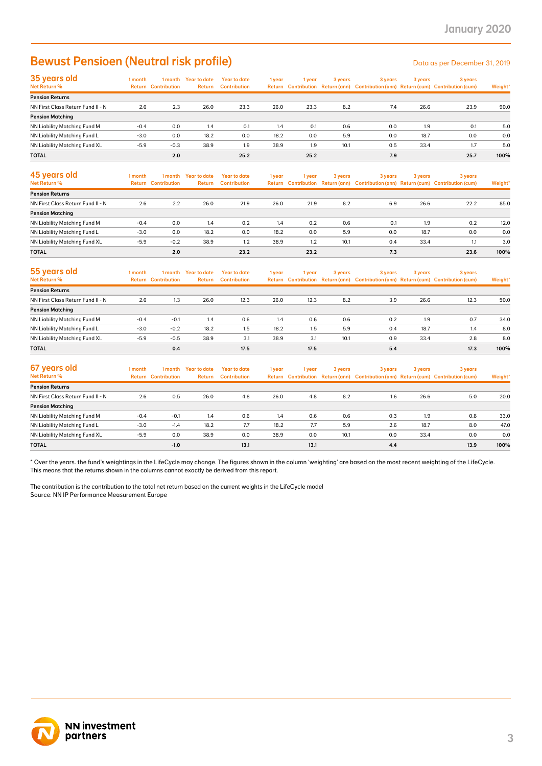## Bewust Pensioen (Neutral risk profile)

Data as per December 31, 2019

| 35 years old<br>Net Return % | 1 month Return | 1 month Contribution | Year to date Return | Year to date Contribution | 1 year Return | 1 year Contribution | 3 years Return (ann) | 3 years Contribution (ann) | 3 years Return (cum) | 3 years Contribution (cum) | Weight* |
|---|---|---|---|---|---|---|---|---|---|---|---|
| **Pension Returns** | | | | | | | | | | | |
| NN First Class Return Fund II - N | 2.6 | 2.3 | 26.0 | 23.3 | 26.0 | 23.3 | 8.2 | 7.4 | 26.6 | 23.9 | 90.0 |
| **Pension Matching** | | | | | | | | | | | |
| NN Liability Matching Fund M | -0.4 | 0.0 | 1.4 | 0.1 | 1.4 | 0.1 | 0.6 | 0.0 | 1.9 | 0.1 | 5.0 |
| NN Liability Matching Fund L | -3.0 | 0.0 | 18.2 | 0.0 | 18.2 | 0.0 | 5.9 | 0.0 | 18.7 | 0.0 | 0.0 |
| NN Liability Matching Fund XL | -5.9 | -0.3 | 38.9 | 1.9 | 38.9 | 1.9 | 10.1 | 0.5 | 33.4 | 1.7 | 5.0 |
| **TOTAL** | | **2.0** | | **25.2** | | **25.2** | | **7.9** | | **25.7** | **100%** |

| 45 years old<br>Net Return % | 1 month Return | 1 month Contribution | Year to date Return | Year to date Contribution | 1 year Return | 1 year Contribution | 3 years Return (ann) | 3 years Contribution (ann) | 3 years Return (cum) | 3 years Contribution (cum) | Weight* |
|---|---|---|---|---|---|---|---|---|---|---|---|
| **Pension Returns** | | | | | | | | | | | |
| NN First Class Return Fund II - N | 2.6 | 2.2 | 26.0 | 21.9 | 26.0 | 21.9 | 8.2 | 6.9 | 26.6 | 22.2 | 85.0 |
| **Pension Matching** | | | | | | | | | | | |
| NN Liability Matching Fund M | -0.4 | 0.0 | 1.4 | 0.2 | 1.4 | 0.2 | 0.6 | 0.1 | 1.9 | 0.2 | 12.0 |
| NN Liability Matching Fund L | -3.0 | 0.0 | 18.2 | 0.0 | 18.2 | 0.0 | 5.9 | 0.0 | 18.7 | 0.0 | 0.0 |
| NN Liability Matching Fund XL | -5.9 | -0.2 | 38.9 | 1.2 | 38.9 | 1.2 | 10.1 | 0.4 | 33.4 | 1.1 | 3.0 |
| **TOTAL** | | **2.0** | | **23.2** | | **23.2** | | **7.3** | | **23.6** | **100%** |

| 55 years old<br>Net Return % | 1 month Return | 1 month Contribution | Year to date Return | Year to date Contribution | 1 year Return | 1 year Contribution | 3 years Return (ann) | 3 years Contribution (ann) | 3 years Return (cum) | 3 years Contribution (cum) | Weight* |
|---|---|---|---|---|---|---|---|---|---|---|---|
| **Pension Returns** | | | | | | | | | | | |
| NN First Class Return Fund II - N | 2.6 | 1.3 | 26.0 | 12.3 | 26.0 | 12.3 | 8.2 | 3.9 | 26.6 | 12.3 | 50.0 |
| **Pension Matching** | | | | | | | | | | | |
| NN Liability Matching Fund M | -0.4 | -0.1 | 1.4 | 0.6 | 1.4 | 0.6 | 0.6 | 0.2 | 1.9 | 0.7 | 34.0 |
| NN Liability Matching Fund L | -3.0 | -0.2 | 18.2 | 1.5 | 18.2 | 1.5 | 5.9 | 0.4 | 18.7 | 1.4 | 8.0 |
| NN Liability Matching Fund XL | -5.9 | -0.5 | 38.9 | 3.1 | 38.9 | 3.1 | 10.1 | 0.9 | 33.4 | 2.8 | 8.0 |
| **TOTAL** | | **0.4** | | **17.5** | | **17.5** | | **5.4** | | **17.3** | **100%** |

| 67 years old<br>Net Return % | 1 month Return | 1 month Contribution | Year to date Return | Year to date Contribution | 1 year Return | 1 year Contribution | 3 years Return (ann) | 3 years Contribution (ann) | 3 years Return (cum) | 3 years Contribution (cum) | Weight* |
|---|---|---|---|---|---|---|---|---|---|---|---|
| **Pension Returns** | | | | | | | | | | | |
| NN First Class Return Fund II - N | 2.6 | 0.5 | 26.0 | 4.8 | 26.0 | 4.8 | 8.2 | 1.6 | 26.6 | 5.0 | 20.0 |
| **Pension Matching** | | | | | | | | | | | |
| NN Liability Matching Fund M | -0.4 | -0.1 | 1.4 | 0.6 | 1.4 | 0.6 | 0.6 | 0.3 | 1.9 | 0.8 | 33.0 |
| NN Liability Matching Fund L | -3.0 | -1.4 | 18.2 | 7.7 | 18.2 | 7.7 | 5.9 | 2.6 | 18.7 | 8.0 | 47.0 |
| NN Liability Matching Fund XL | -5.9 | 0.0 | 38.9 | 0.0 | 38.9 | 0.0 | 10.1 | 0.0 | 33.4 | 0.0 | 0.0 |
| **TOTAL** | | **-1.0** | | **13.1** | | **13.1** | | **4.4** | | **13.9** | **100%** |

* Over the years. the fund's weightings in the LifeCycle may change. The figures shown in the column 'weighting' are based on the most recent weighting of the LifeCycle. This means that the returns shown in the columns cannot exactly be derived from this report.

The contribution is the contribution to the total net return based on the current weights in the LifeCycle model
Source: NN IP Performance Measurement Europe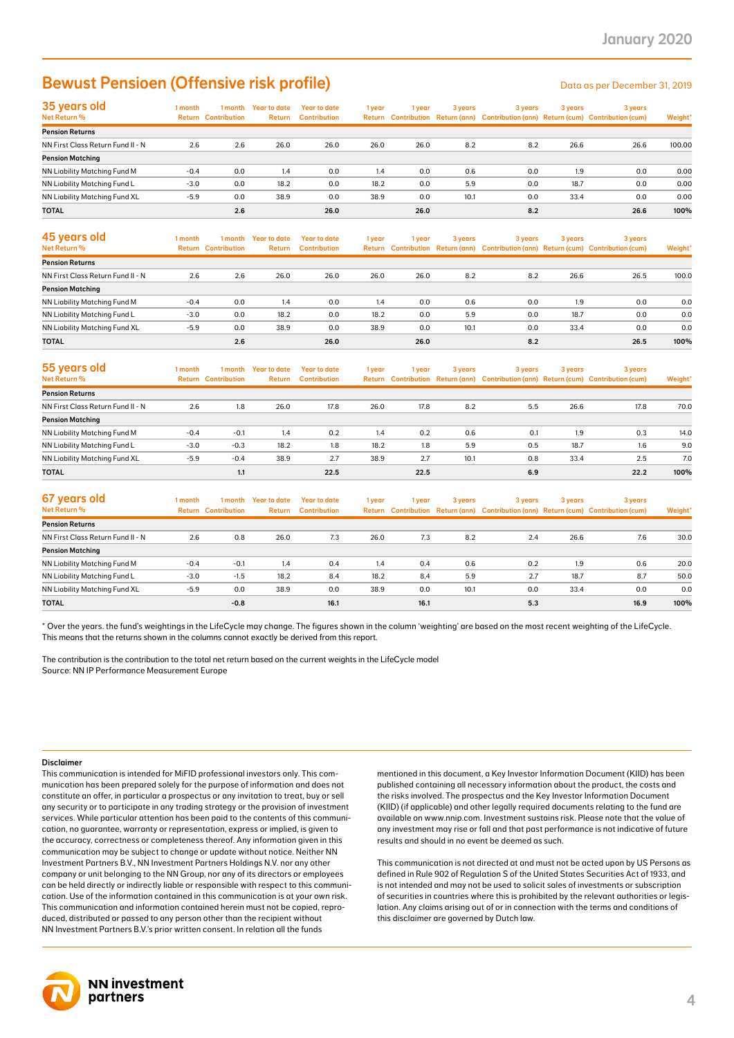## Bewust Pensioen (Offensive risk profile)

Data as per December 31, 2019

| 35 years old<br>Net Return % | 1 month Return | 1 month Contribution | Year to date Return | Year to date Contribution | 1 year Return | 1 year Contribution | 3 years Return (ann) | 3 years Contribution (ann) | 3 years Return (cum) | 3 years Contribution (cum) | Weight* |
|---|---|---|---|---|---|---|---|---|---|---|---|
| **Pension Returns** | | | | | | | | | | | |
| NN First Class Return Fund II - N | 2.6 | 2.6 | 26.0 | 26.0 | 26.0 | 26.0 | 8.2 | 8.2 | 26.6 | 26.6 | 100.00 |
| **Pension Matching** | | | | | | | | | | | |
| NN Liability Matching Fund M | -0.4 | 0.0 | 1.4 | 0.0 | 1.4 | 0.0 | 0.6 | 0.0 | 1.9 | 0.0 | 0.00 |
| NN Liability Matching Fund L | -3.0 | 0.0 | 18.2 | 0.0 | 18.2 | 0.0 | 5.9 | 0.0 | 18.7 | 0.0 | 0.00 |
| NN Liability Matching Fund XL | -5.9 | 0.0 | 38.9 | 0.0 | 38.9 | 0.0 | 10.1 | 0.0 | 33.4 | 0.0 | 0.00 |
| **TOTAL** | | **2.6** | | **26.0** | | **26.0** | | **8.2** | | **26.6** | **100%** |

| 45 years old<br>Net Return % | 1 month Return | 1 month Contribution | Year to date Return | Year to date Contribution | 1 year Return | 1 year Contribution | 3 years Return (ann) | 3 years Contribution (ann) | 3 years Return (cum) | 3 years Contribution (cum) | Weight* |
|---|---|---|---|---|---|---|---|---|---|---|---|
| **Pension Returns** | | | | | | | | | | | |
| NN First Class Return Fund II - N | 2.6 | 2.6 | 26.0 | 26.0 | 26.0 | 26.0 | 8.2 | 8.2 | 26.6 | 26.5 | 100.0 |
| **Pension Matching** | | | | | | | | | | | |
| NN Liability Matching Fund M | -0.4 | 0.0 | 1.4 | 0.0 | 1.4 | 0.0 | 0.6 | 0.0 | 1.9 | 0.0 | 0.0 |
| NN Liability Matching Fund L | -3.0 | 0.0 | 18.2 | 0.0 | 18.2 | 0.0 | 5.9 | 0.0 | 18.7 | 0.0 | 0.0 |
| NN Liability Matching Fund XL | -5.9 | 0.0 | 38.9 | 0.0 | 38.9 | 0.0 | 10.1 | 0.0 | 33.4 | 0.0 | 0.0 |
| **TOTAL** | | **2.6** | | **26.0** | | **26.0** | | **8.2** | | **26.5** | **100%** |

| 55 years old<br>Net Return % | 1 month Return | 1 month Contribution | Year to date Return | Year to date Contribution | 1 year Return | 1 year Contribution | 3 years Return (ann) | 3 years Contribution (ann) | 3 years Return (cum) | 3 years Contribution (cum) | Weight* |
|---|---|---|---|---|---|---|---|---|---|---|---|
| **Pension Returns** | | | | | | | | | | | |
| NN First Class Return Fund II - N | 2.6 | 1.8 | 26.0 | 17.8 | 26.0 | 17.8 | 8.2 | 5.5 | 26.6 | 17.8 | 70.0 |
| **Pension Matching** | | | | | | | | | | | |
| NN Liability Matching Fund M | -0.4 | -0.1 | 1.4 | 0.2 | 1.4 | 0.2 | 0.6 | 0.1 | 1.9 | 0.3 | 14.0 |
| NN Liability Matching Fund L | -3.0 | -0.3 | 18.2 | 1.8 | 18.2 | 1.8 | 5.9 | 0.5 | 18.7 | 1.6 | 9.0 |
| NN Liability Matching Fund XL | -5.9 | -0.4 | 38.9 | 2.7 | 38.9 | 2.7 | 10.1 | 0.8 | 33.4 | 2.5 | 7.0 |
| **TOTAL** | | **1.1** | | **22.5** | | **22.5** | | **6.9** | | **22.2** | **100%** |

| 67 years old<br>Net Return % | 1 month Return | 1 month Contribution | Year to date Return | Year to date Contribution | 1 year Return | 1 year Contribution | 3 years Return (ann) | 3 years Contribution (ann) | 3 years Return (cum) | 3 years Contribution (cum) | Weight* |
|---|---|---|---|---|---|---|---|---|---|---|---|
| **Pension Returns** | | | | | | | | | | | |
| NN First Class Return Fund II - N | 2.6 | 0.8 | 26.0 | 7.3 | 26.0 | 7.3 | 8.2 | 2.4 | 26.6 | 7.6 | 30.0 |
| **Pension Matching** | | | | | | | | | | | |
| NN Liability Matching Fund M | -0.4 | -0.1 | 1.4 | 0.4 | 1.4 | 0.4 | 0.6 | 0.2 | 1.9 | 0.6 | 20.0 |
| NN Liability Matching Fund L | -3.0 | -1.5 | 18.2 | 8.4 | 18.2 | 8.4 | 5.9 | 2.7 | 18.7 | 8.7 | 50.0 |
| NN Liability Matching Fund XL | -5.9 | 0.0 | 38.9 | 0.0 | 38.9 | 0.0 | 10.1 | 0.0 | 33.4 | 0.0 | 0.0 |
| **TOTAL** | | **-0.8** | | **16.1** | | **16.1** | | **5.3** | | **16.9** | **100%** |

* Over the years. the fund's weightings in the LifeCycle may change. The figures shown in the column 'weighting' are based on the most recent weighting of the LifeCycle. This means that the returns shown in the columns cannot exactly be derived from this report.

The contribution is the contribution to the total net return based on the current weights in the LifeCycle model
Source: NN IP Performance Measurement Europe

**Disclaimer**

This communication is intended for MiFID professional investors only. This communication has been prepared solely for the purpose of information and does not constitute an offer, in particular a prospectus or any invitation to treat, buy or sell any security or to participate in any trading strategy or the provision of investment services. While particular attention has been paid to the contents of this communication, no guarantee, warranty or representation, express or implied, is given to the accuracy, correctness or completeness thereof. Any information given in this communication may be subject to change or update without notice. Neither NN Investment Partners B.V., NN Investment Partners Holdings N.V. nor any other company or unit belonging to the NN Group, nor any of its directors or employees can be held directly or indirectly liable or responsible with respect to this communication. Use of the information contained in this communication is at your own risk. This communication and information contained herein must not be copied, reproduced, distributed or passed to any person other than the recipient without NN Investment Partners B.V.'s prior written consent. In relation all the funds mentioned in this document, a Key Investor Information Document (KIID) has been published containing all necessary information about the product, the costs and the risks involved. The prospectus and the Key Investor Information Document (KIID) (if applicable) and other legally required documents relating to the fund are available on www.nnip.com. Investment sustains risk. Please note that the value of any investment may rise or fall and that past performance is not indicative of future results and should in no event be deemed as such.

This communication is not directed at and must not be acted upon by US Persons as defined in Rule 902 of Regulation S of the United States Securities Act of 1933, and is not intended and may not be used to solicit sales of investments or subscription of securities in countries where this is prohibited by the relevant authorities or legislation. Any claims arising out of or in connection with the terms and conditions of this disclaimer are governed by Dutch law.

NN investment partners